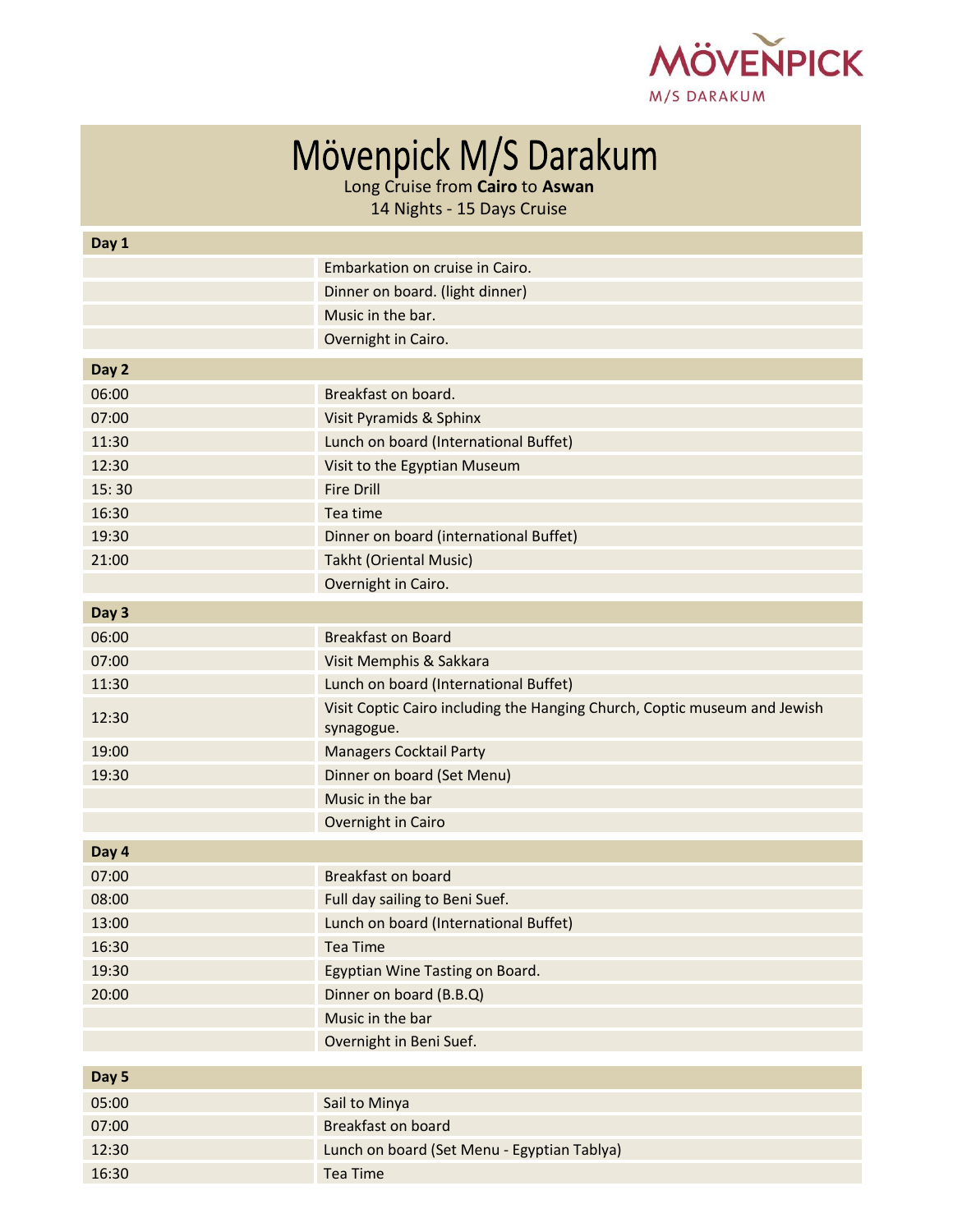# Mövenpick M/S Darakum

Long Cruise from **Cairo** to **Aswan**

14 Nights - 15 Days Cruise

| **Day 1** | |
|---|---|
| | Embarkation on cruise in Cairo. |
| | Dinner on board. (light dinner) |
| | Music in the bar. |
| | Overnight in Cairo. |

| **Day 2** | |
|---|---|
| 06:00 | Breakfast on board. |
| 07:00 | Visit Pyramids & Sphinx |
| 11:30 | Lunch on board (International Buffet) |
| 12:30 | Visit to the Egyptian Museum |
| 15: 30 | Fire Drill |
| 16:30 | Tea time |
| 19:30 | Dinner on board (international Buffet) |
| 21:00 | Takht (Oriental Music) |
| | Overnight in Cairo. |

| **Day 3** | |
|---|---|
| 06:00 | Breakfast on Board |
| 07:00 | Visit Memphis & Sakkara |
| 11:30 | Lunch on board (International Buffet) |
| 12:30 | Visit Coptic Cairo including the Hanging Church, Coptic museum and Jewish synagogue. |
| 19:00 | Managers Cocktail Party |
| 19:30 | Dinner on board (Set Menu) |
| | Music in the bar |
| | Overnight in Cairo |

| **Day 4** | |
|---|---|
| 07:00 | Breakfast on board |
| 08:00 | Full day sailing to Beni Suef. |
| 13:00 | Lunch on board (International Buffet) |
| 16:30 | Tea Time |
| 19:30 | Egyptian Wine Tasting on Board. |
| 20:00 | Dinner on board (B.B.Q) |
| | Music in the bar |
| | Overnight in Beni Suef. |

| **Day 5** | |
|---|---|
| 05:00 | Sail to Minya |
| 07:00 | Breakfast on board |
| 12:30 | Lunch on board (Set Menu - Egyptian Tablya) |
| 16:30 | Tea Time |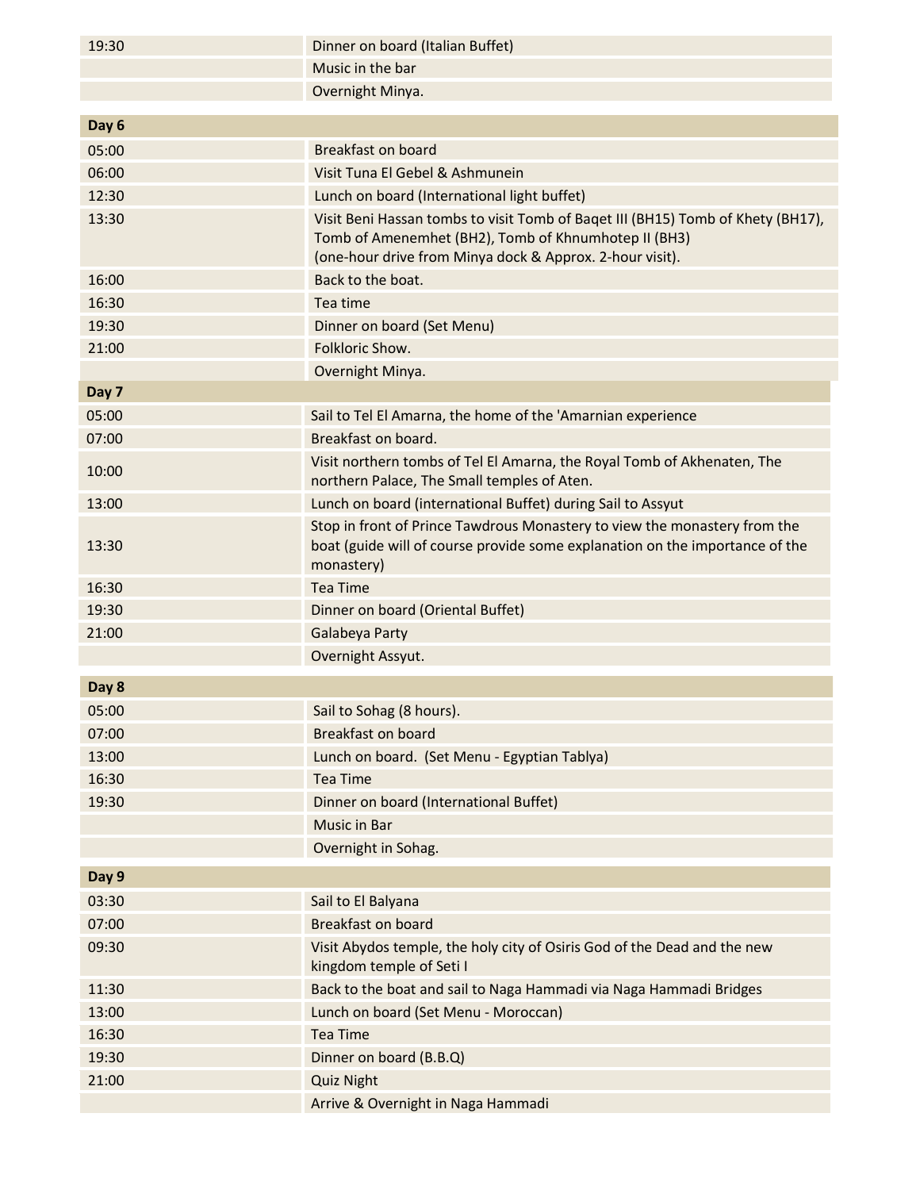| | |
|---|---|
| 19:30 | Dinner on board (Italian Buffet) |
| | Music in the bar |
| | Overnight Minya. |

| **Day 6** | |
|---|---|
| 05:00 | Breakfast on board |
| 06:00 | Visit Tuna El Gebel & Ashmunein |
| 12:30 | Lunch on board (International light buffet) |
| 13:30 | Visit Beni Hassan tombs to visit Tomb of Baqet III (BH15) Tomb of Khety (BH17), Tomb of Amenemhet (BH2), Tomb of Khnumhotep II (BH3) (one-hour drive from Minya dock & Approx. 2-hour visit). |
| 16:00 | Back to the boat. |
| 16:30 | Tea time |
| 19:30 | Dinner on board (Set Menu) |
| 21:00 | Folkloric Show. |
| | Overnight Minya. |

| **Day 7** | |
|---|---|
| 05:00 | Sail to Tel El Amarna, the home of the 'Amarnian experience |
| 07:00 | Breakfast on board. |
| 10:00 | Visit northern tombs of Tel El Amarna, the Royal Tomb of Akhenaten, The northern Palace, The Small temples of Aten. |
| 13:00 | Lunch on board (international Buffet) during Sail to Assyut |
| 13:30 | Stop in front of Prince Tawdrous Monastery to view the monastery from the boat (guide will of course provide some explanation on the importance of the monastery) |
| 16:30 | Tea Time |
| 19:30 | Dinner on board (Oriental Buffet) |
| 21:00 | Galabeya Party |
| | Overnight Assyut. |

| **Day 8** | |
|---|---|
| 05:00 | Sail to Sohag (8 hours). |
| 07:00 | Breakfast on board |
| 13:00 | Lunch on board. (Set Menu - Egyptian Tablya) |
| 16:30 | Tea Time |
| 19:30 | Dinner on board (International Buffet) |
| | Music in Bar |
| | Overnight in Sohag. |

| **Day 9** | |
|---|---|
| 03:30 | Sail to El Balyana |
| 07:00 | Breakfast on board |
| 09:30 | Visit Abydos temple, the holy city of Osiris God of the Dead and the new kingdom temple of Seti I |
| 11:30 | Back to the boat and sail to Naga Hammadi via Naga Hammadi Bridges |
| 13:00 | Lunch on board (Set Menu - Moroccan) |
| 16:30 | Tea Time |
| 19:30 | Dinner on board (B.B.Q) |
| 21:00 | Quiz Night |
| | Arrive & Overnight in Naga Hammadi |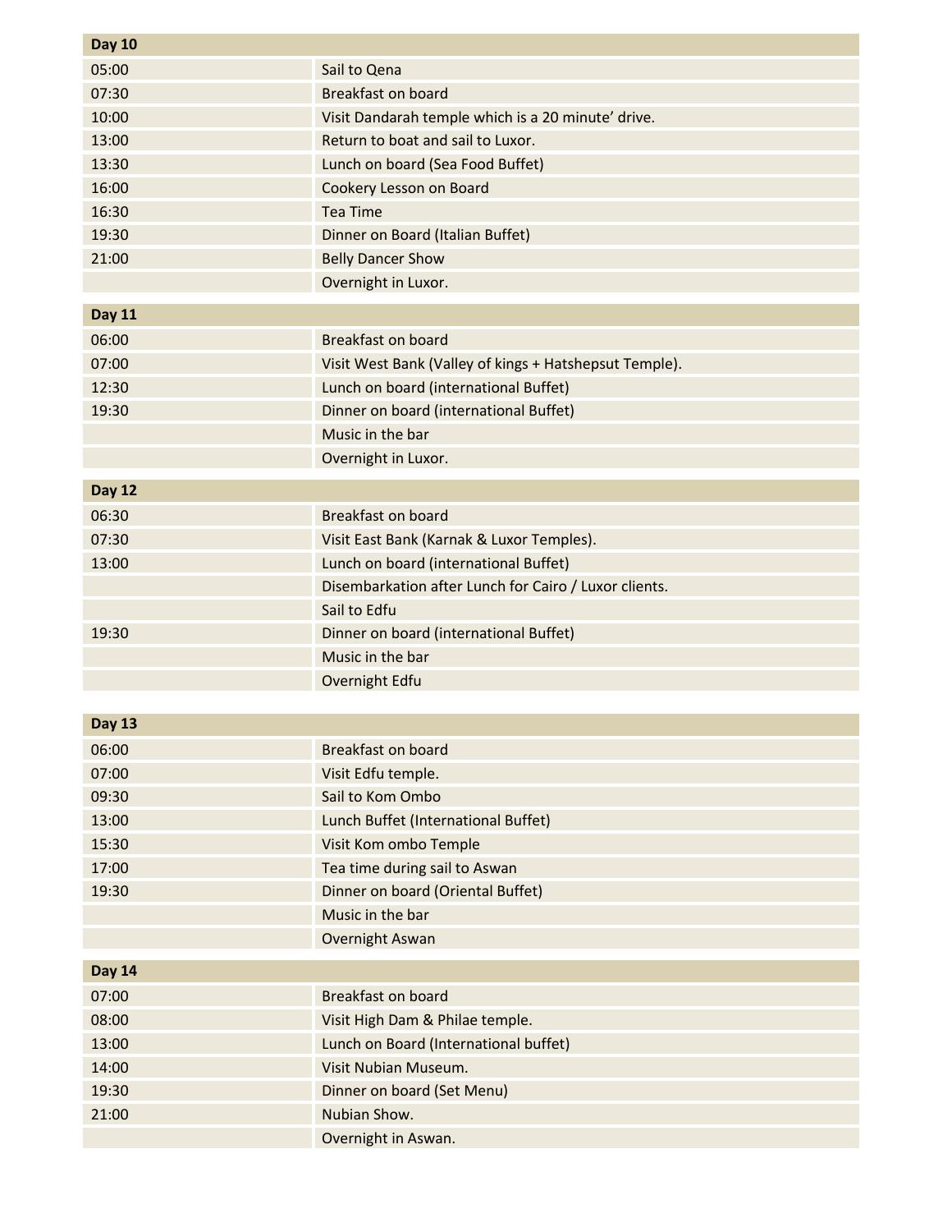| Day 10 | |
|---|---|
| 05:00 | Sail to Qena |
| 07:30 | Breakfast on board |
| 10:00 | Visit Dandarah temple which is a 20 minute' drive. |
| 13:00 | Return to boat and sail to Luxor. |
| 13:30 | Lunch on board (Sea Food Buffet) |
| 16:00 | Cookery Lesson on Board |
| 16:30 | Tea Time |
| 19:30 | Dinner on Board (Italian Buffet) |
| 21:00 | Belly Dancer Show |
| | Overnight in Luxor. |

| Day 11 | |
|---|---|
| 06:00 | Breakfast on board |
| 07:00 | Visit West Bank (Valley of kings + Hatshepsut Temple). |
| 12:30 | Lunch on board (international Buffet) |
| 19:30 | Dinner on board (international Buffet) |
| | Music in the bar |
| | Overnight in Luxor. |

| Day 12 | |
|---|---|
| 06:30 | Breakfast on board |
| 07:30 | Visit East Bank (Karnak & Luxor Temples). |
| 13:00 | Lunch on board (international Buffet) |
| | Disembarkation after Lunch for Cairo / Luxor clients. |
| | Sail to Edfu |
| 19:30 | Dinner on board (international Buffet) |
| | Music in the bar |
| | Overnight Edfu |

| Day 13 | |
|---|---|
| 06:00 | Breakfast on board |
| 07:00 | Visit Edfu temple. |
| 09:30 | Sail to Kom Ombo |
| 13:00 | Lunch Buffet (International Buffet) |
| 15:30 | Visit Kom ombo Temple |
| 17:00 | Tea time during sail to Aswan |
| 19:30 | Dinner on board (Oriental Buffet) |
| | Music in the bar |
| | Overnight Aswan |

| Day 14 | |
|---|---|
| 07:00 | Breakfast on board |
| 08:00 | Visit High Dam & Philae temple. |
| 13:00 | Lunch on Board (International buffet) |
| 14:00 | Visit Nubian Museum. |
| 19:30 | Dinner on board (Set Menu) |
| 21:00 | Nubian Show. |
| | Overnight in Aswan. |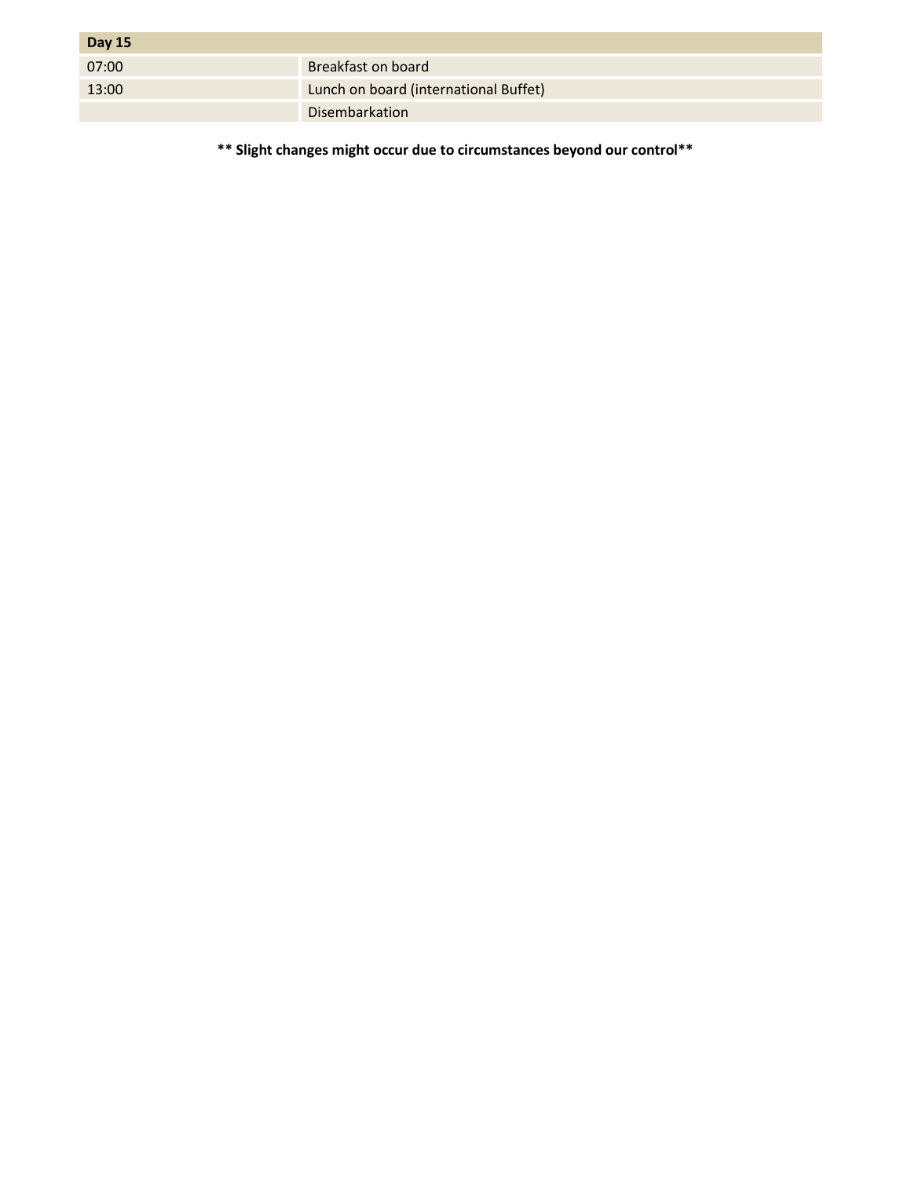| Day 15 | |
|---|---|
| 07:00 | Breakfast on board |
| 13:00 | Lunch on board (international Buffet) |
| | Disembarkation |

**** Slight changes might occur due to circumstances beyond our control****